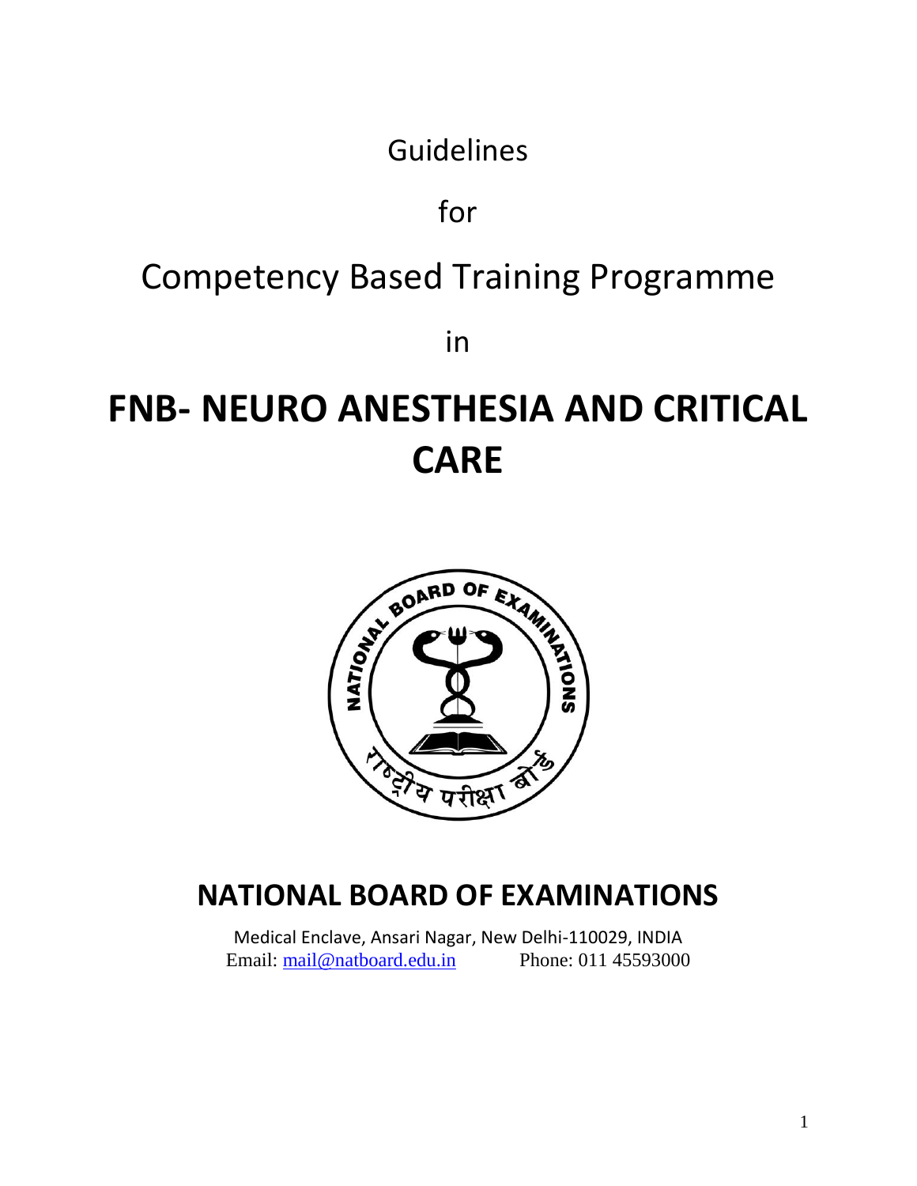Guidelines

for

Competency Based Training Programme

in

# FNB- NEURO ANESTHESIA AND CRITICAL CARE

## NATIONAL BOARD OF EXAMINATIONS

Medical Enclave, Ansari Nagar, New Delhi-110029, INDIA
Email: mail@natboard.edu.in Phone: 011 45593000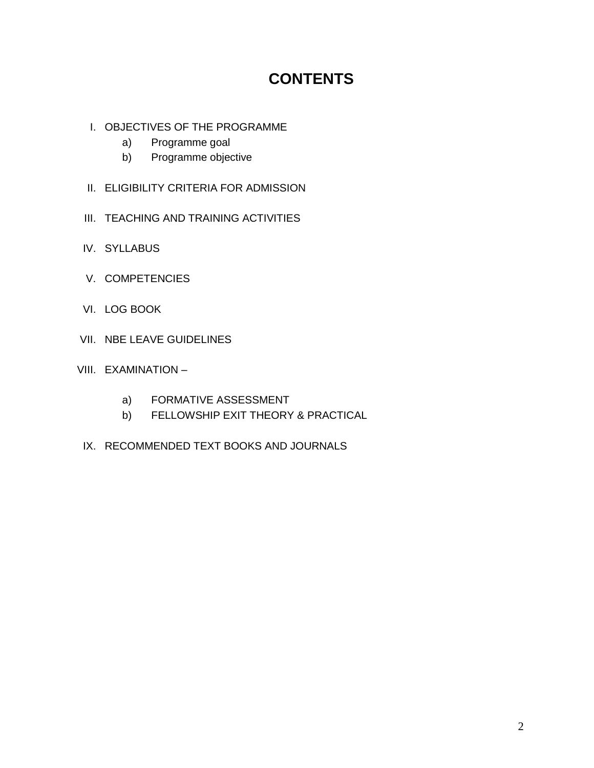# CONTENTS

I. OBJECTIVES OF THE PROGRAMME
   a) Programme goal
   b) Programme objective

II. ELIGIBILITY CRITERIA FOR ADMISSION

III. TEACHING AND TRAINING ACTIVITIES

IV. SYLLABUS

V. COMPETENCIES

VI. LOG BOOK

VII. NBE LEAVE GUIDELINES

VIII. EXAMINATION –
   a) FORMATIVE ASSESSMENT
   b) FELLOWSHIP EXIT THEORY & PRACTICAL

IX. RECOMMENDED TEXT BOOKS AND JOURNALS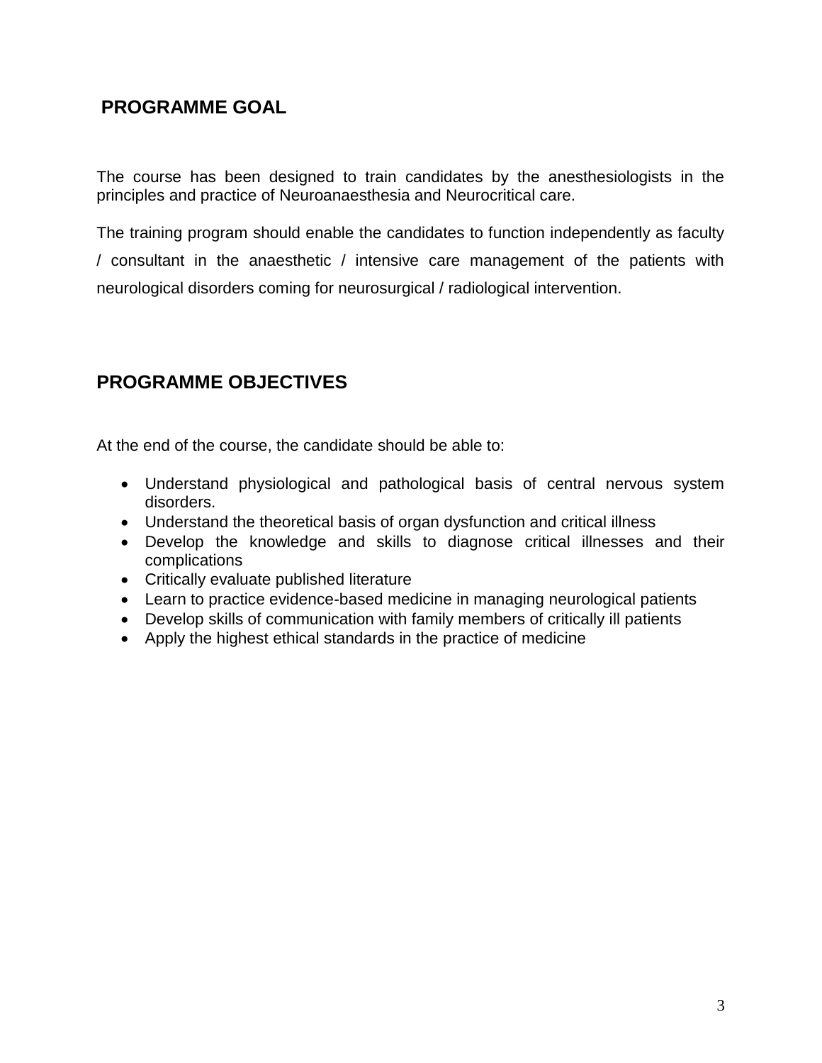## PROGRAMME GOAL

The course has been designed to train candidates by the anesthesiologists in the principles and practice of Neuroanaesthesia and Neurocritical care.

The training program should enable the candidates to function independently as faculty / consultant in the anaesthetic / intensive care management of the patients with neurological disorders coming for neurosurgical / radiological intervention.

## PROGRAMME OBJECTIVES

At the end of the course, the candidate should be able to:

- Understand physiological and pathological basis of central nervous system disorders.
- Understand the theoretical basis of organ dysfunction and critical illness
- Develop the knowledge and skills to diagnose critical illnesses and their complications
- Critically evaluate published literature
- Learn to practice evidence-based medicine in managing neurological patients
- Develop skills of communication with family members of critically ill patients
- Apply the highest ethical standards in the practice of medicine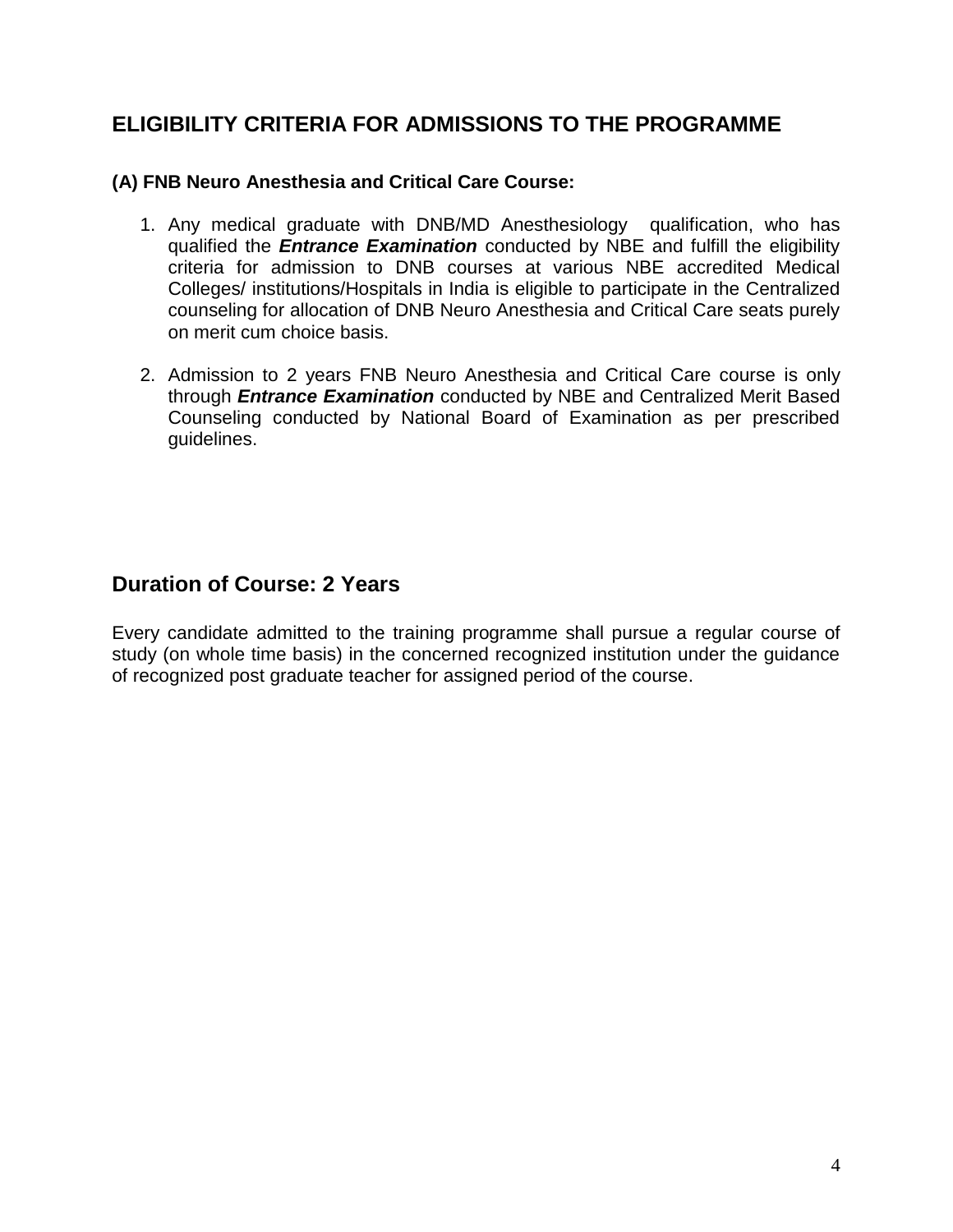## ELIGIBILITY CRITERIA FOR ADMISSIONS TO THE PROGRAMME

### (A) FNB Neuro Anesthesia and Critical Care Course:

1. Any medical graduate with DNB/MD Anesthesiology qualification, who has qualified the ***Entrance Examination*** conducted by NBE and fulfill the eligibility criteria for admission to DNB courses at various NBE accredited Medical Colleges/ institutions/Hospitals in India is eligible to participate in the Centralized counseling for allocation of DNB Neuro Anesthesia and Critical Care seats purely on merit cum choice basis.

2. Admission to 2 years FNB Neuro Anesthesia and Critical Care course is only through ***Entrance Examination*** conducted by NBE and Centralized Merit Based Counseling conducted by National Board of Examination as per prescribed guidelines.

## Duration of Course: 2 Years

Every candidate admitted to the training programme shall pursue a regular course of study (on whole time basis) in the concerned recognized institution under the guidance of recognized post graduate teacher for assigned period of the course.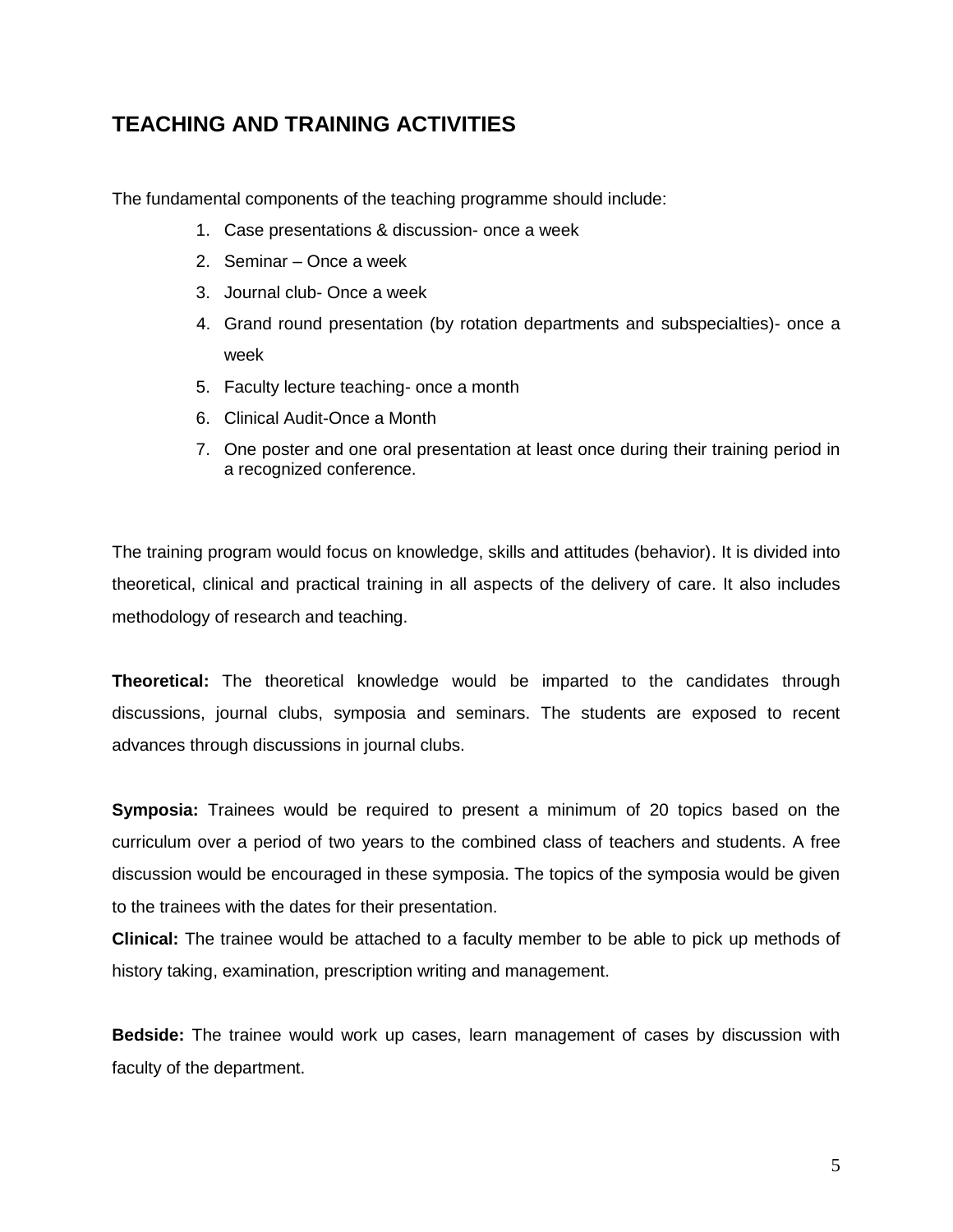## TEACHING AND TRAINING ACTIVITIES

The fundamental components of the teaching programme should include:

1. Case presentations & discussion- once a week
2. Seminar – Once a week
3. Journal club- Once a week
4. Grand round presentation (by rotation departments and subspecialties)- once a week
5. Faculty lecture teaching- once a month
6. Clinical Audit-Once a Month
7. One poster and one oral presentation at least once during their training period in a recognized conference.

The training program would focus on knowledge, skills and attitudes (behavior). It is divided into theoretical, clinical and practical training in all aspects of the delivery of care. It also includes methodology of research and teaching.

**Theoretical:** The theoretical knowledge would be imparted to the candidates through discussions, journal clubs, symposia and seminars. The students are exposed to recent advances through discussions in journal clubs.

**Symposia:** Trainees would be required to present a minimum of 20 topics based on the curriculum over a period of two years to the combined class of teachers and students. A free discussion would be encouraged in these symposia. The topics of the symposia would be given to the trainees with the dates for their presentation.

**Clinical:** The trainee would be attached to a faculty member to be able to pick up methods of history taking, examination, prescription writing and management.

**Bedside:** The trainee would work up cases, learn management of cases by discussion with faculty of the department.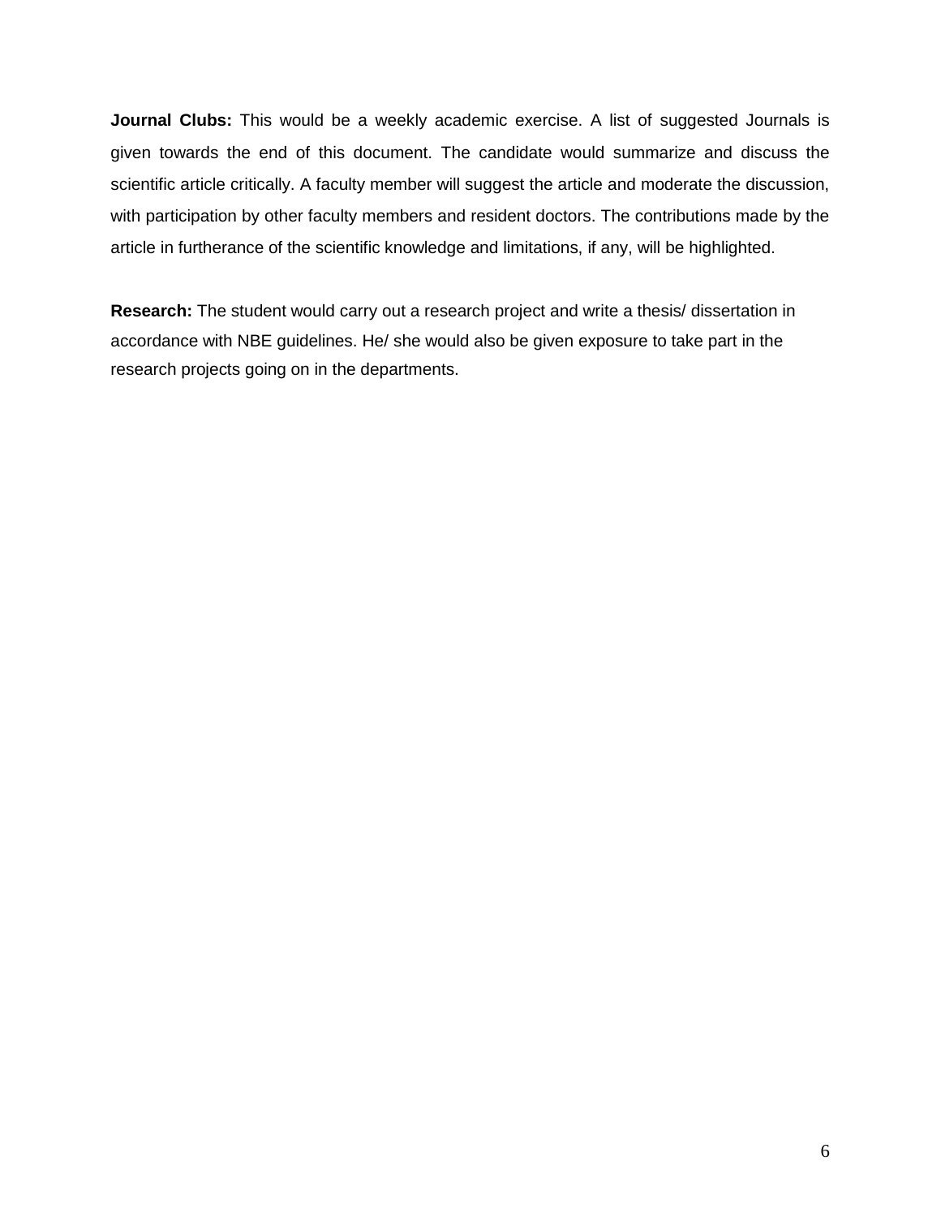**Journal Clubs:** This would be a weekly academic exercise. A list of suggested Journals is given towards the end of this document. The candidate would summarize and discuss the scientific article critically. A faculty member will suggest the article and moderate the discussion, with participation by other faculty members and resident doctors. The contributions made by the article in furtherance of the scientific knowledge and limitations, if any, will be highlighted.

**Research:** The student would carry out a research project and write a thesis/ dissertation in accordance with NBE guidelines. He/ she would also be given exposure to take part in the research projects going on in the departments.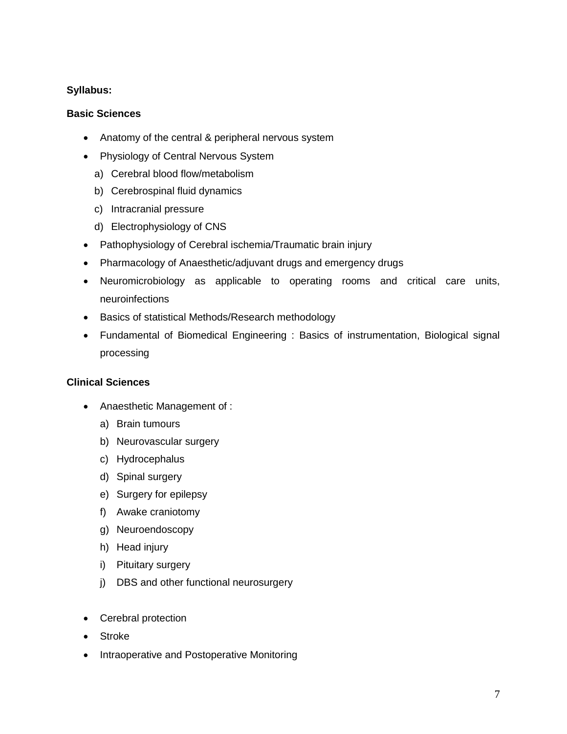**Syllabus:**

**Basic Sciences**

- Anatomy of the central & peripheral nervous system
- Physiology of Central Nervous System
  a) Cerebral blood flow/metabolism
  b) Cerebrospinal fluid dynamics
  c) Intracranial pressure
  d) Electrophysiology of CNS
- Pathophysiology of Cerebral ischemia/Traumatic brain injury
- Pharmacology of Anaesthetic/adjuvant drugs and emergency drugs
- Neuromicrobiology as applicable to operating rooms and critical care units, neuroinfections
- Basics of statistical Methods/Research methodology
- Fundamental of Biomedical Engineering : Basics of instrumentation, Biological signal processing

**Clinical Sciences**

- Anaesthetic Management of :
  a) Brain tumours
  b) Neurovascular surgery
  c) Hydrocephalus
  d) Spinal surgery
  e) Surgery for epilepsy
  f) Awake craniotomy
  g) Neuroendoscopy
  h) Head injury
  i) Pituitary surgery
  j) DBS and other functional neurosurgery

- Cerebral protection
- Stroke
- Intraoperative and Postoperative Monitoring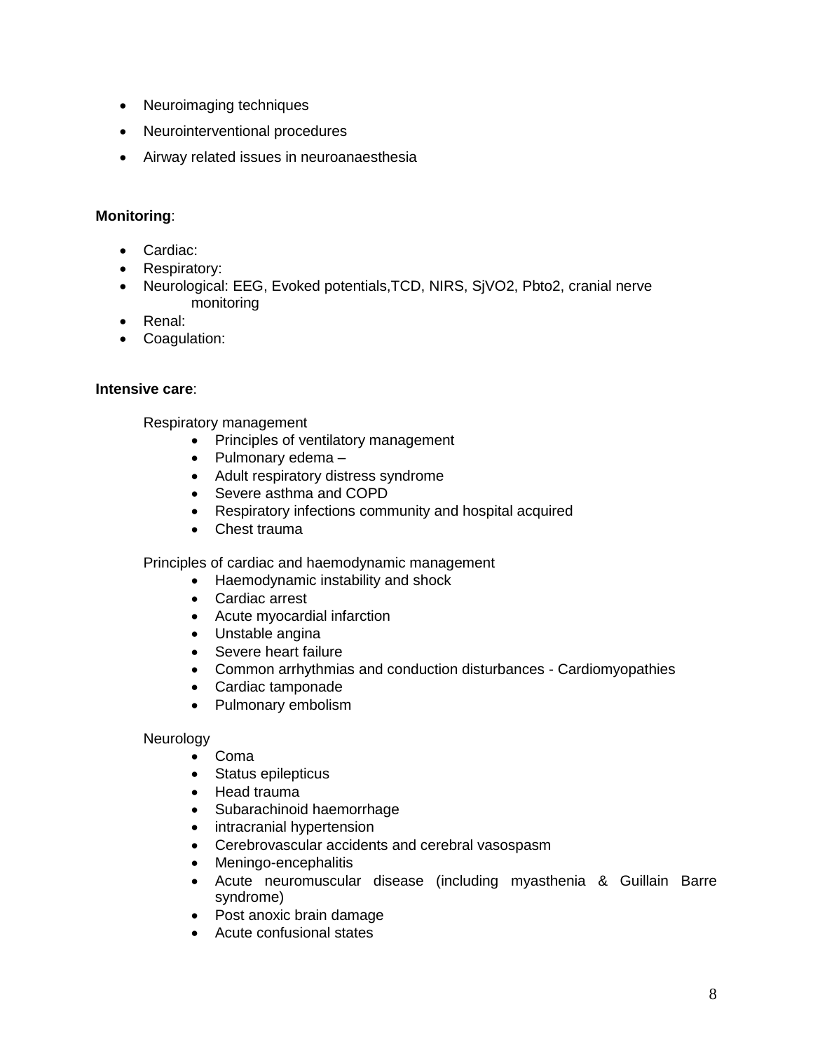- Neuroimaging techniques
- Neurointerventional procedures
- Airway related issues in neuroanaesthesia

**Monitoring**:

- Cardiac:
- Respiratory:
- Neurological: EEG, Evoked potentials,TCD, NIRS, SjVO2, Pbto2, cranial nerve monitoring
- Renal:
- Coagulation:

**Intensive care**:

Respiratory management

- Principles of ventilatory management
- Pulmonary edema –
- Adult respiratory distress syndrome
- Severe asthma and COPD
- Respiratory infections community and hospital acquired
- Chest trauma

Principles of cardiac and haemodynamic management

- Haemodynamic instability and shock
- Cardiac arrest
- Acute myocardial infarction
- Unstable angina
- Severe heart failure
- Common arrhythmias and conduction disturbances - Cardiomyopathies
- Cardiac tamponade
- Pulmonary embolism

Neurology

- Coma
- Status epilepticus
- Head trauma
- Subarachinoid haemorrhage
- intracranial hypertension
- Cerebrovascular accidents and cerebral vasospasm
- Meningo-encephalitis
- Acute neuromuscular disease (including myasthenia & Guillain Barre syndrome)
- Post anoxic brain damage
- Acute confusional states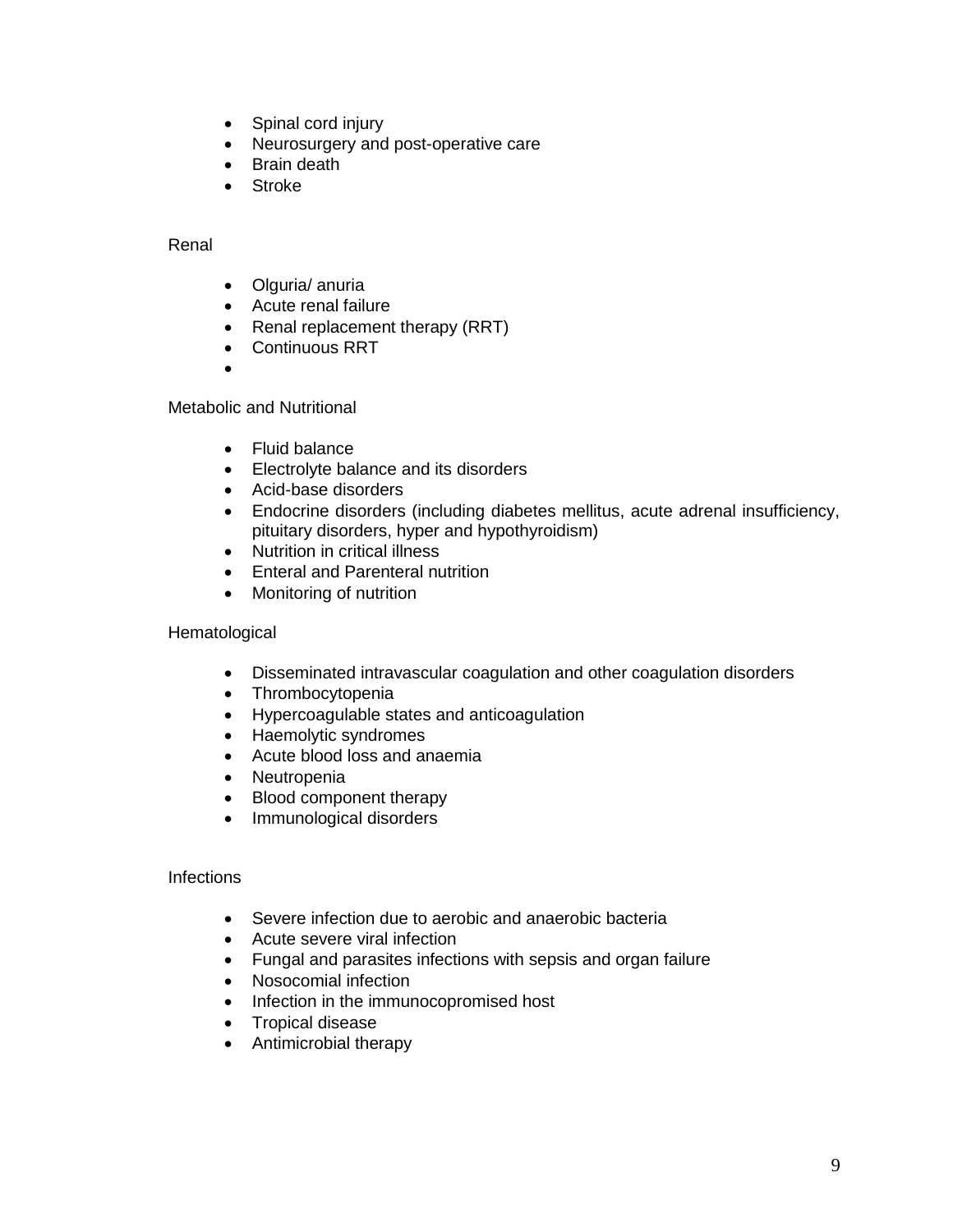- Spinal cord injury
- Neurosurgery and post-operative care
- Brain death
- Stroke

Renal

- Olguria/ anuria
- Acute renal failure
- Renal replacement therapy (RRT)
- Continuous RRT
-

Metabolic and Nutritional

- Fluid balance
- Electrolyte balance and its disorders
- Acid-base disorders
- Endocrine disorders (including diabetes mellitus, acute adrenal insufficiency, pituitary disorders, hyper and hypothyroidism)
- Nutrition in critical illness
- Enteral and Parenteral nutrition
- Monitoring of nutrition

Hematological

- Disseminated intravascular coagulation and other coagulation disorders
- Thrombocytopenia
- Hypercoagulable states and anticoagulation
- Haemolytic syndromes
- Acute blood loss and anaemia
- Neutropenia
- Blood component therapy
- Immunological disorders

Infections

- Severe infection due to aerobic and anaerobic bacteria
- Acute severe viral infection
- Fungal and parasites infections with sepsis and organ failure
- Nosocomial infection
- Infection in the immunocopromised host
- Tropical disease
- Antimicrobial therapy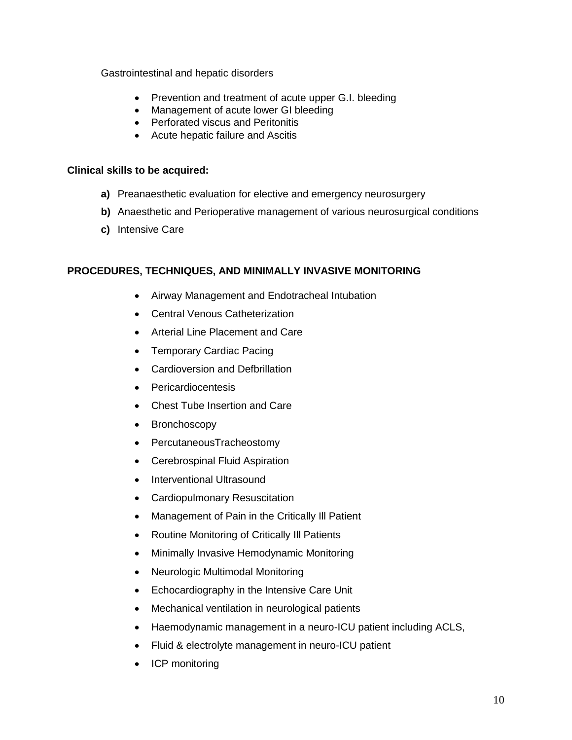Gastrointestinal and hepatic disorders

- Prevention and treatment of acute upper G.I. bleeding
- Management of acute lower GI bleeding
- Perforated viscus and Peritonitis
- Acute hepatic failure and Ascitis

**Clinical skills to be acquired:**

**a)** Preanaesthetic evaluation for elective and emergency neurosurgery

**b)** Anaesthetic and Perioperative management of various neurosurgical conditions

**c)** Intensive Care

**PROCEDURES, TECHNIQUES, AND MINIMALLY INVASIVE MONITORING**

- Airway Management and Endotracheal Intubation
- Central Venous Catheterization
- Arterial Line Placement and Care
- Temporary Cardiac Pacing
- Cardioversion and Defbrillation
- Pericardiocentesis
- Chest Tube Insertion and Care
- Bronchoscopy
- PercutaneousTracheostomy
- Cerebrospinal Fluid Aspiration
- Interventional Ultrasound
- Cardiopulmonary Resuscitation
- Management of Pain in the Critically Ill Patient
- Routine Monitoring of Critically Ill Patients
- Minimally Invasive Hemodynamic Monitoring
- Neurologic Multimodal Monitoring
- Echocardiography in the Intensive Care Unit
- Mechanical ventilation in neurological patients
- Haemodynamic management in a neuro-ICU patient including ACLS,
- Fluid & electrolyte management in neuro-ICU patient
- ICP monitoring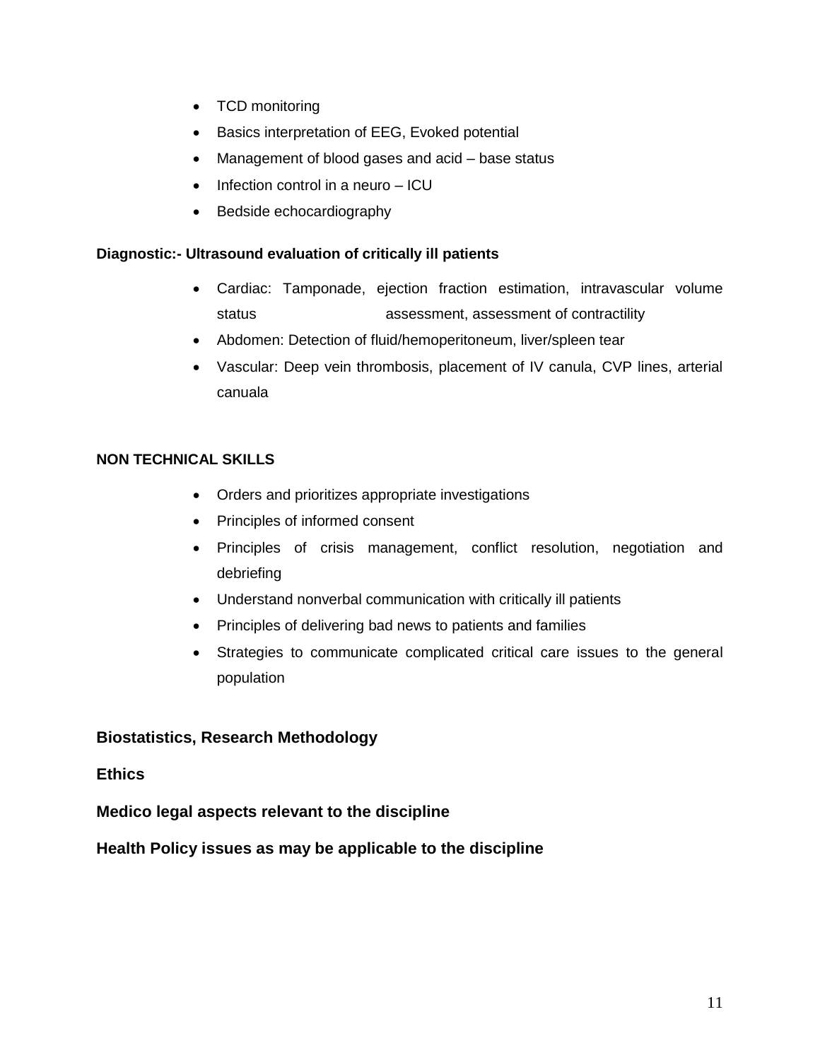- TCD monitoring
- Basics interpretation of EEG, Evoked potential
- Management of blood gases and acid – base status
- Infection control in a neuro – ICU
- Bedside echocardiography

**Diagnostic:- Ultrasound evaluation of critically ill patients**

- Cardiac: Tamponade, ejection fraction estimation, intravascular volume status assessment, assessment of contractility
- Abdomen: Detection of fluid/hemoperitoneum, liver/spleen tear
- Vascular: Deep vein thrombosis, placement of IV canula, CVP lines, arterial canuala

**NON TECHNICAL SKILLS**

- Orders and prioritizes appropriate investigations
- Principles of informed consent
- Principles of crisis management, conflict resolution, negotiation and debriefing
- Understand nonverbal communication with critically ill patients
- Principles of delivering bad news to patients and families
- Strategies to communicate complicated critical care issues to the general population

**Biostatistics, Research Methodology**

**Ethics**

**Medico legal aspects relevant to the discipline**

**Health Policy issues as may be applicable to the discipline**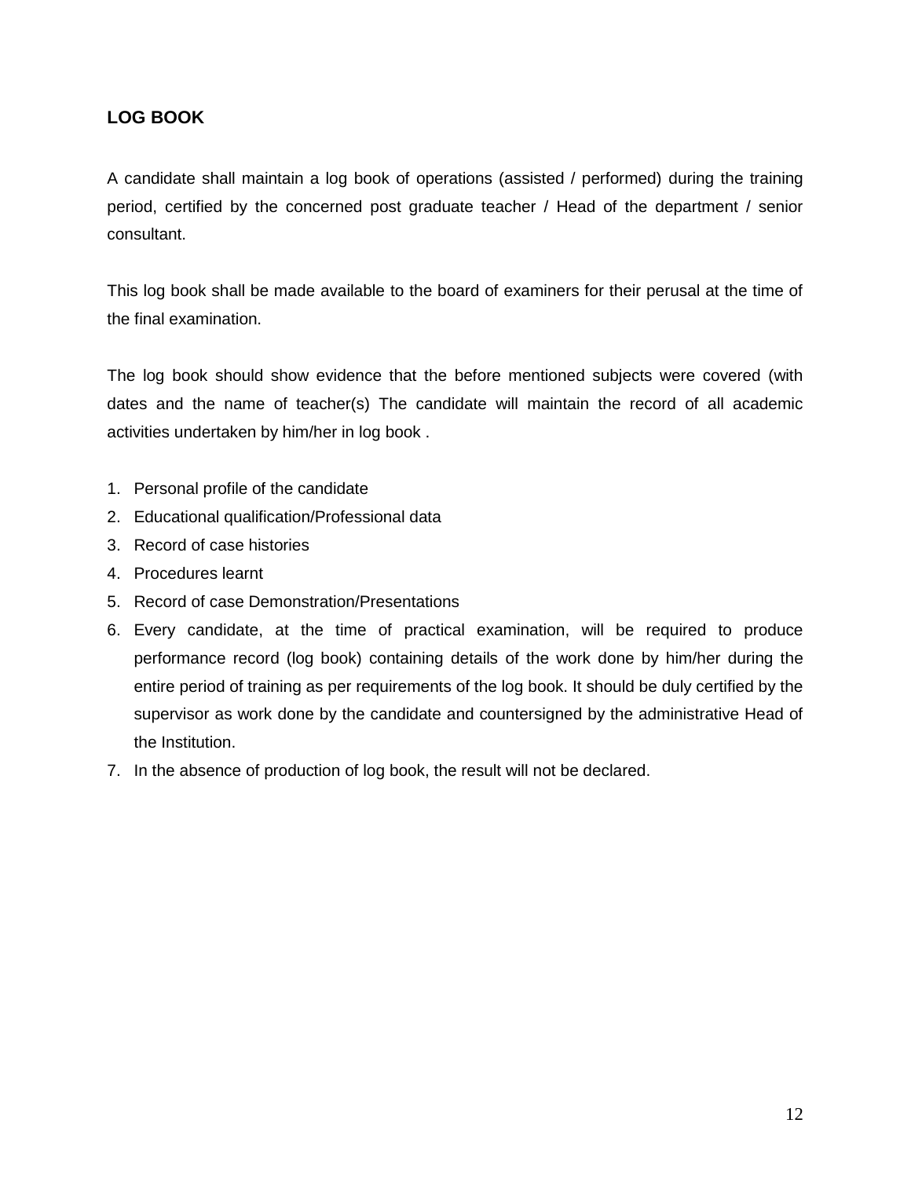**LOG BOOK**

A candidate shall maintain a log book of operations (assisted / performed) during the training period, certified by the concerned post graduate teacher / Head of the department / senior consultant.

This log book shall be made available to the board of examiners for their perusal at the time of the final examination.

The log book should show evidence that the before mentioned subjects were covered (with dates and the name of teacher(s) The candidate will maintain the record of all academic activities undertaken by him/her in log book .

1. Personal profile of the candidate
2. Educational qualification/Professional data
3. Record of case histories
4. Procedures learnt
5. Record of case Demonstration/Presentations
6. Every candidate, at the time of practical examination, will be required to produce performance record (log book) containing details of the work done by him/her during the entire period of training as per requirements of the log book. It should be duly certified by the supervisor as work done by the candidate and countersigned by the administrative Head of the Institution.
7. In the absence of production of log book, the result will not be declared.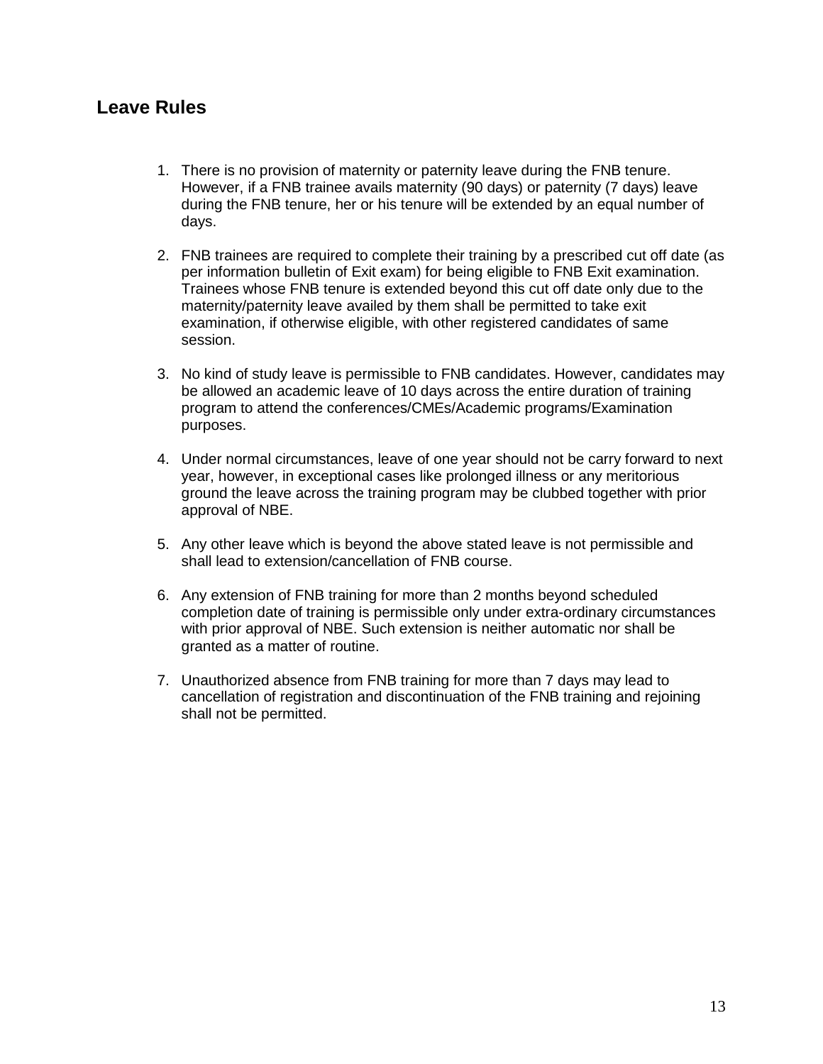## Leave Rules

1. There is no provision of maternity or paternity leave during the FNB tenure. However, if a FNB trainee avails maternity (90 days) or paternity (7 days) leave during the FNB tenure, her or his tenure will be extended by an equal number of days.

2. FNB trainees are required to complete their training by a prescribed cut off date (as per information bulletin of Exit exam) for being eligible to FNB Exit examination. Trainees whose FNB tenure is extended beyond this cut off date only due to the maternity/paternity leave availed by them shall be permitted to take exit examination, if otherwise eligible, with other registered candidates of same session.

3. No kind of study leave is permissible to FNB candidates. However, candidates may be allowed an academic leave of 10 days across the entire duration of training program to attend the conferences/CMEs/Academic programs/Examination purposes.

4. Under normal circumstances, leave of one year should not be carry forward to next year, however, in exceptional cases like prolonged illness or any meritorious ground the leave across the training program may be clubbed together with prior approval of NBE.

5. Any other leave which is beyond the above stated leave is not permissible and shall lead to extension/cancellation of FNB course.

6. Any extension of FNB training for more than 2 months beyond scheduled completion date of training is permissible only under extra-ordinary circumstances with prior approval of NBE. Such extension is neither automatic nor shall be granted as a matter of routine.

7. Unauthorized absence from FNB training for more than 7 days may lead to cancellation of registration and discontinuation of the FNB training and rejoining shall not be permitted.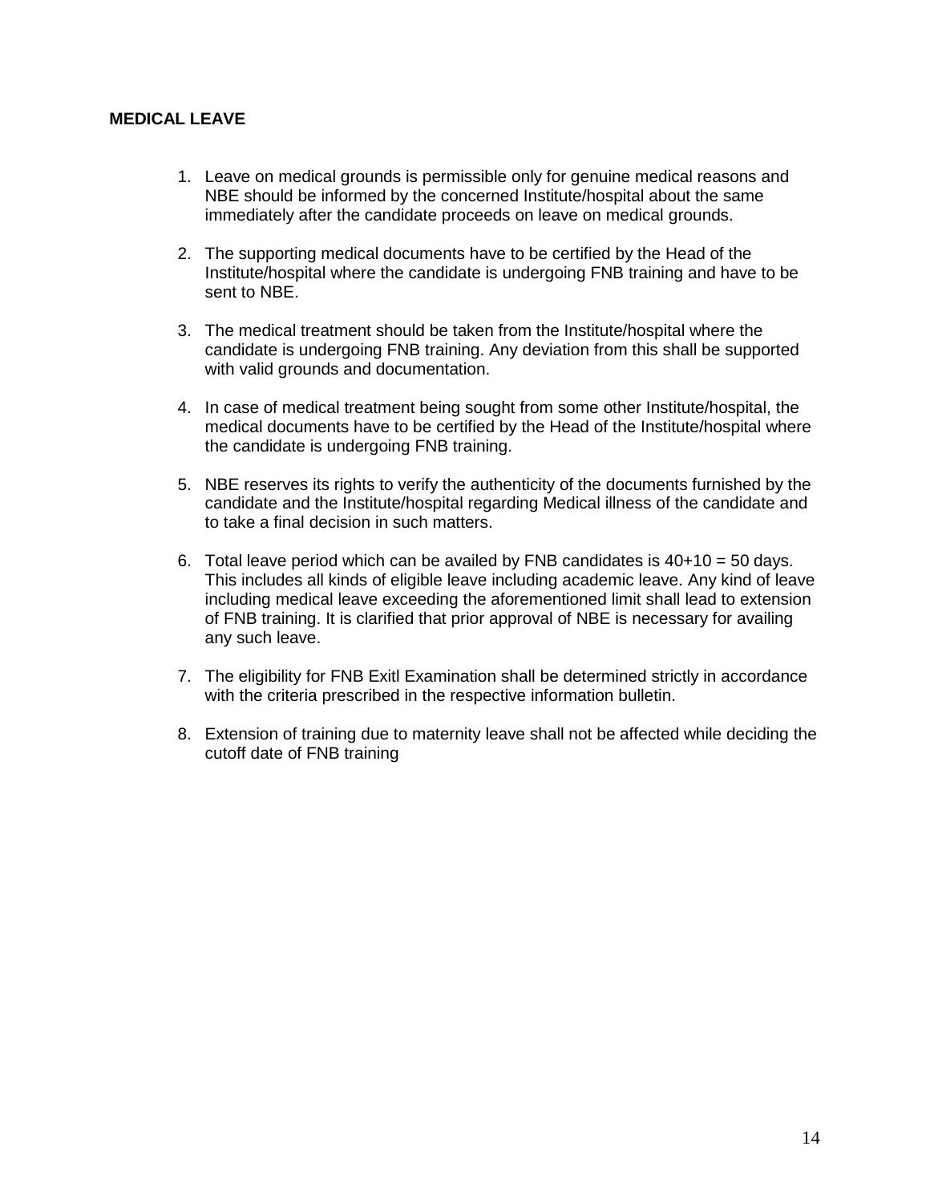**MEDICAL LEAVE**

1. Leave on medical grounds is permissible only for genuine medical reasons and NBE should be informed by the concerned Institute/hospital about the same immediately after the candidate proceeds on leave on medical grounds.

2. The supporting medical documents have to be certified by the Head of the Institute/hospital where the candidate is undergoing FNB training and have to be sent to NBE.

3. The medical treatment should be taken from the Institute/hospital where the candidate is undergoing FNB training. Any deviation from this shall be supported with valid grounds and documentation.

4. In case of medical treatment being sought from some other Institute/hospital, the medical documents have to be certified by the Head of the Institute/hospital where the candidate is undergoing FNB training.

5. NBE reserves its rights to verify the authenticity of the documents furnished by the candidate and the Institute/hospital regarding Medical illness of the candidate and to take a final decision in such matters.

6. Total leave period which can be availed by FNB candidates is 40+10 = 50 days. This includes all kinds of eligible leave including academic leave. Any kind of leave including medical leave exceeding the aforementioned limit shall lead to extension of FNB training. It is clarified that prior approval of NBE is necessary for availing any such leave.

7. The eligibility for FNB Exitl Examination shall be determined strictly in accordance with the criteria prescribed in the respective information bulletin.

8. Extension of training due to maternity leave shall not be affected while deciding the cutoff date of FNB training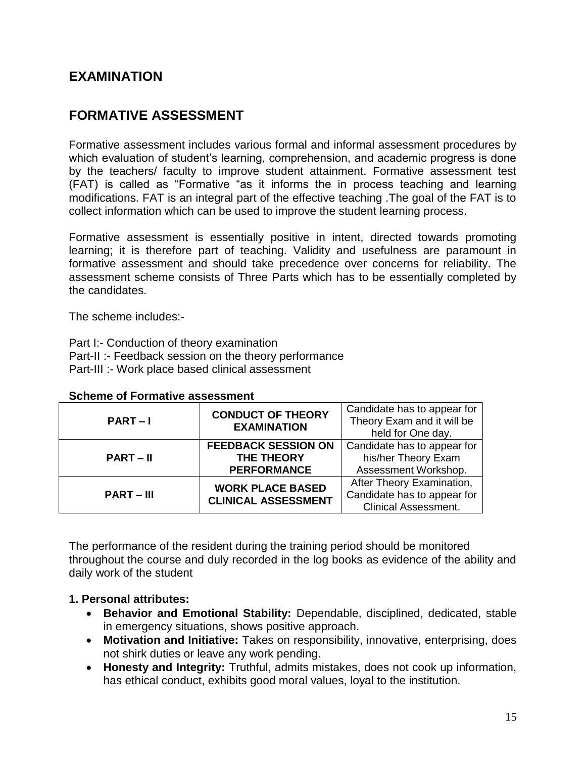## EXAMINATION

## FORMATIVE ASSESSMENT

Formative assessment includes various formal and informal assessment procedures by which evaluation of student's learning, comprehension, and academic progress is done by the teachers/ faculty to improve student attainment. Formative assessment test (FAT) is called as "Formative "as it informs the in process teaching and learning modifications. FAT is an integral part of the effective teaching .The goal of the FAT is to collect information which can be used to improve the student learning process.

Formative assessment is essentially positive in intent, directed towards promoting learning; it is therefore part of teaching. Validity and usefulness are paramount in formative assessment and should take precedence over concerns for reliability. The assessment scheme consists of Three Parts which has to be essentially completed by the candidates.

The scheme includes:-

Part I:- Conduction of theory examination
Part-II :- Feedback session on the theory performance
Part-III :- Work place based clinical assessment

**Scheme of Formative assessment**

| | | |
|---|---|---|
| **PART – I** | **CONDUCT OF THEORY EXAMINATION** | Candidate has to appear for Theory Exam and it will be held for One day. |
| **PART – II** | **FEEDBACK SESSION ON THE THEORY PERFORMANCE** | Candidate has to appear for his/her Theory Exam Assessment Workshop. |
| **PART – III** | **WORK PLACE BASED CLINICAL ASSESSMENT** | After Theory Examination, Candidate has to appear for Clinical Assessment. |

The performance of the resident during the training period should be monitored throughout the course and duly recorded in the log books as evidence of the ability and daily work of the student

**1. Personal attributes:**

- **Behavior and Emotional Stability:** Dependable, disciplined, dedicated, stable in emergency situations, shows positive approach.
- **Motivation and Initiative:** Takes on responsibility, innovative, enterprising, does not shirk duties or leave any work pending.
- **Honesty and Integrity:** Truthful, admits mistakes, does not cook up information, has ethical conduct, exhibits good moral values, loyal to the institution.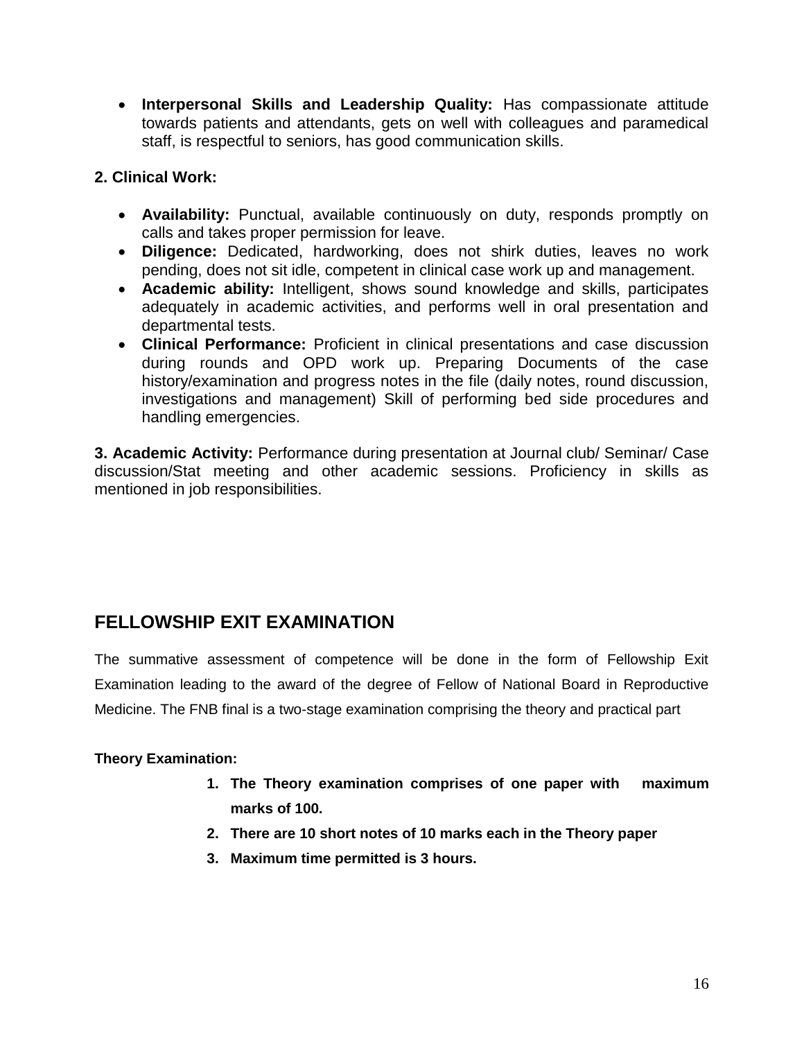- **Interpersonal Skills and Leadership Quality:** Has compassionate attitude towards patients and attendants, gets on well with colleagues and paramedical staff, is respectful to seniors, has good communication skills.

**2. Clinical Work:**

- **Availability:** Punctual, available continuously on duty, responds promptly on calls and takes proper permission for leave.
- **Diligence:** Dedicated, hardworking, does not shirk duties, leaves no work pending, does not sit idle, competent in clinical case work up and management.
- **Academic ability:** Intelligent, shows sound knowledge and skills, participates adequately in academic activities, and performs well in oral presentation and departmental tests.
- **Clinical Performance:** Proficient in clinical presentations and case discussion during rounds and OPD work up. Preparing Documents of the case history/examination and progress notes in the file (daily notes, round discussion, investigations and management) Skill of performing bed side procedures and handling emergencies.

**3. Academic Activity:** Performance during presentation at Journal club/ Seminar/ Case discussion/Stat meeting and other academic sessions. Proficiency in skills as mentioned in job responsibilities.

## FELLOWSHIP EXIT EXAMINATION

The summative assessment of competence will be done in the form of Fellowship Exit Examination leading to the award of the degree of Fellow of National Board in Reproductive Medicine. The FNB final is a two-stage examination comprising the theory and practical part

**Theory Examination:**

1. **The Theory examination comprises of one paper with maximum marks of 100.**
2. **There are 10 short notes of 10 marks each in the Theory paper**
3. **Maximum time permitted is 3 hours.**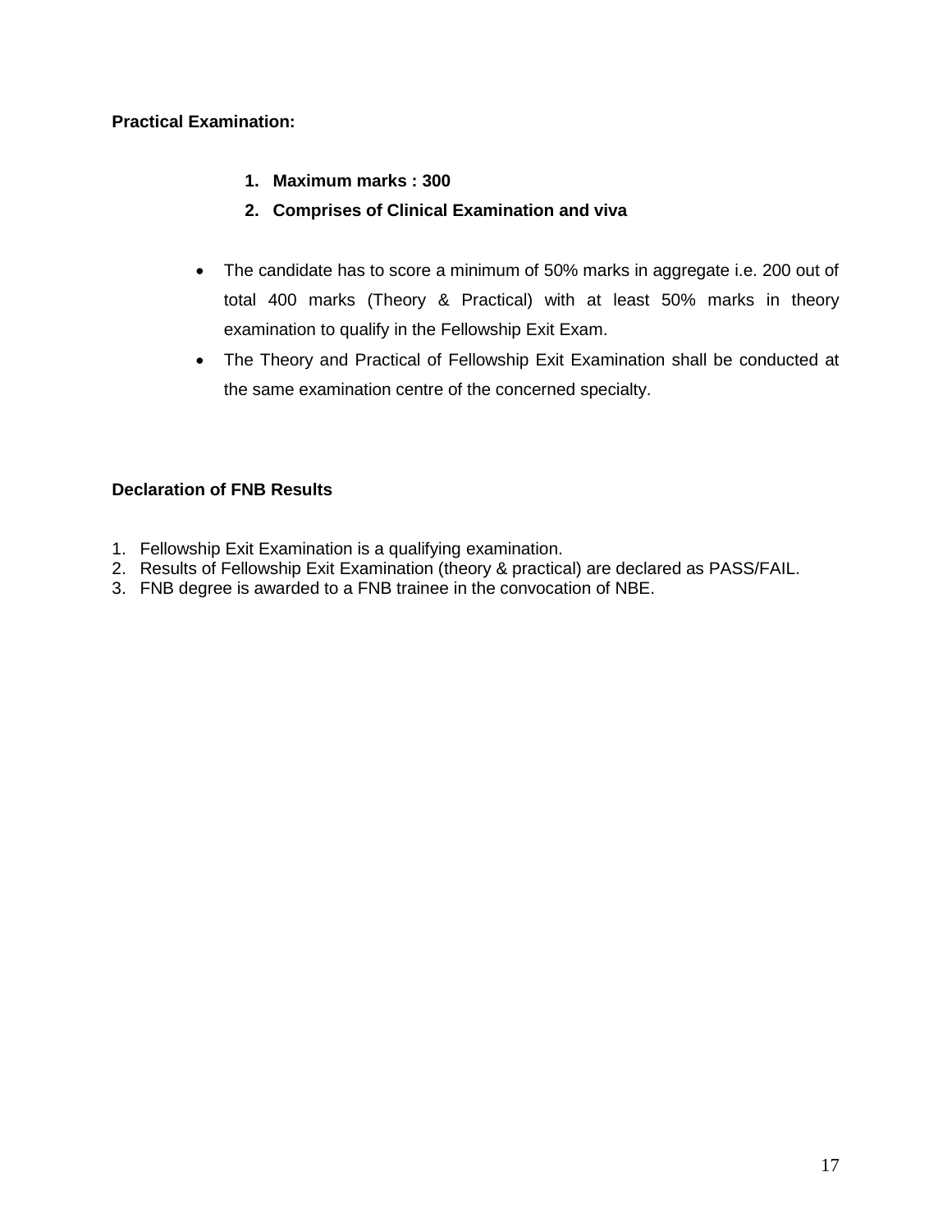**Practical Examination:**

1. **Maximum marks : 300**
2. **Comprises of Clinical Examination and viva**

- The candidate has to score a minimum of 50% marks in aggregate i.e. 200 out of total 400 marks (Theory & Practical) with at least 50% marks in theory examination to qualify in the Fellowship Exit Exam.
- The Theory and Practical of Fellowship Exit Examination shall be conducted at the same examination centre of the concerned specialty.

**Declaration of FNB Results**

1. Fellowship Exit Examination is a qualifying examination.
2. Results of Fellowship Exit Examination (theory & practical) are declared as PASS/FAIL.
3. FNB degree is awarded to a FNB trainee in the convocation of NBE.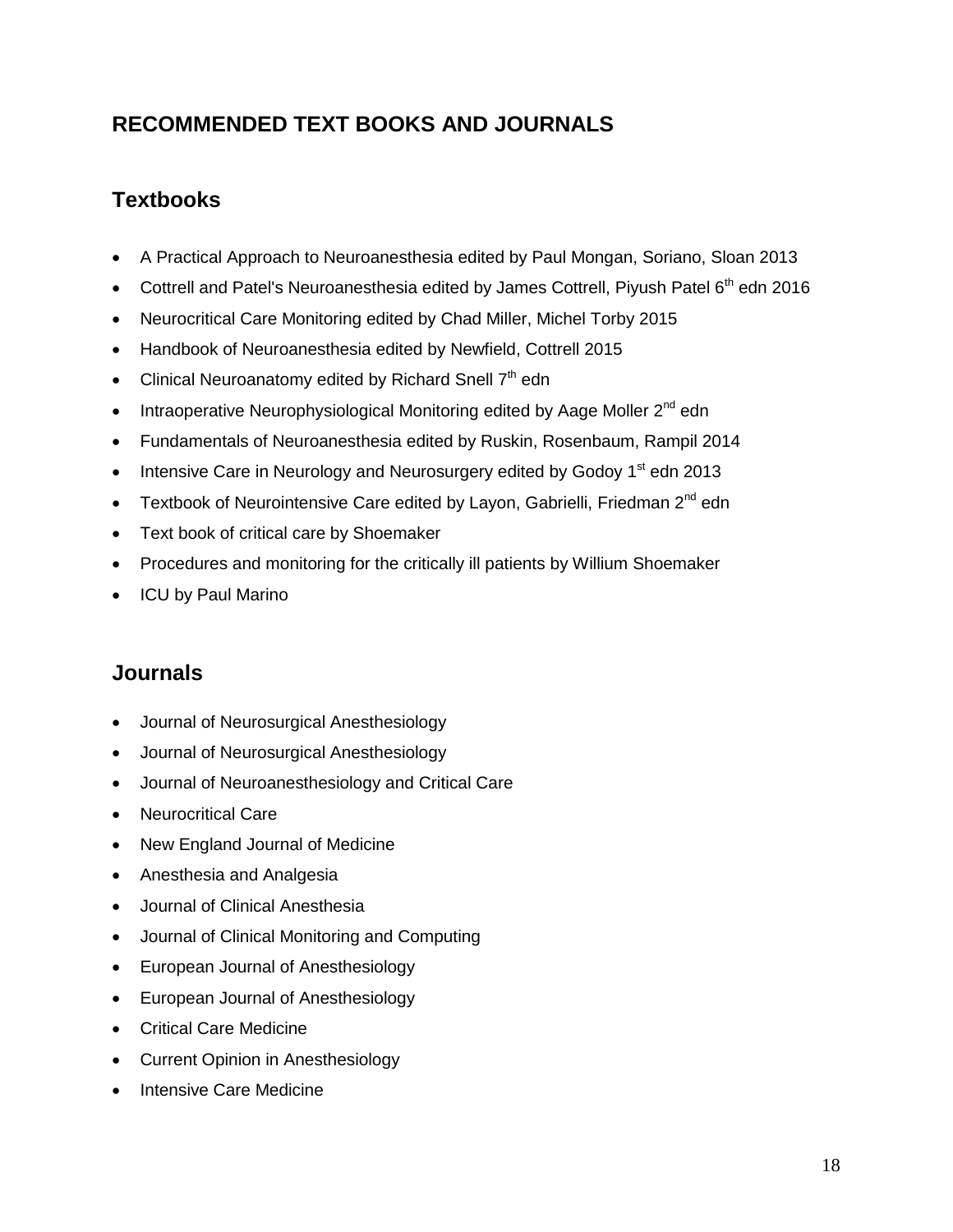## RECOMMENDED TEXT BOOKS AND JOURNALS

### Textbooks

- A Practical Approach to Neuroanesthesia edited by Paul Mongan, Soriano, Sloan 2013
- Cottrell and Patel's Neuroanesthesia edited by James Cottrell, Piyush Patel 6th edn 2016
- Neurocritical Care Monitoring edited by Chad Miller, Michel Torby 2015
- Handbook of Neuroanesthesia edited by Newfield, Cottrell 2015
- Clinical Neuroanatomy edited by Richard Snell 7th edn
- Intraoperative Neurophysiological Monitoring edited by Aage Moller 2nd edn
- Fundamentals of Neuroanesthesia edited by Ruskin, Rosenbaum, Rampil 2014
- Intensive Care in Neurology and Neurosurgery edited by Godoy 1st edn 2013
- Textbook of Neurointensive Care edited by Layon, Gabrielli, Friedman 2nd edn
- Text book of critical care by Shoemaker
- Procedures and monitoring for the critically ill patients by Willium Shoemaker
- ICU by Paul Marino

### Journals

- Journal of Neurosurgical Anesthesiology
- Journal of Neurosurgical Anesthesiology
- Journal of Neuroanesthesiology and Critical Care
- Neurocritical Care
- New England Journal of Medicine
- Anesthesia and Analgesia
- Journal of Clinical Anesthesia
- Journal of Clinical Monitoring and Computing
- European Journal of Anesthesiology
- European Journal of Anesthesiology
- Critical Care Medicine
- Current Opinion in Anesthesiology
- Intensive Care Medicine